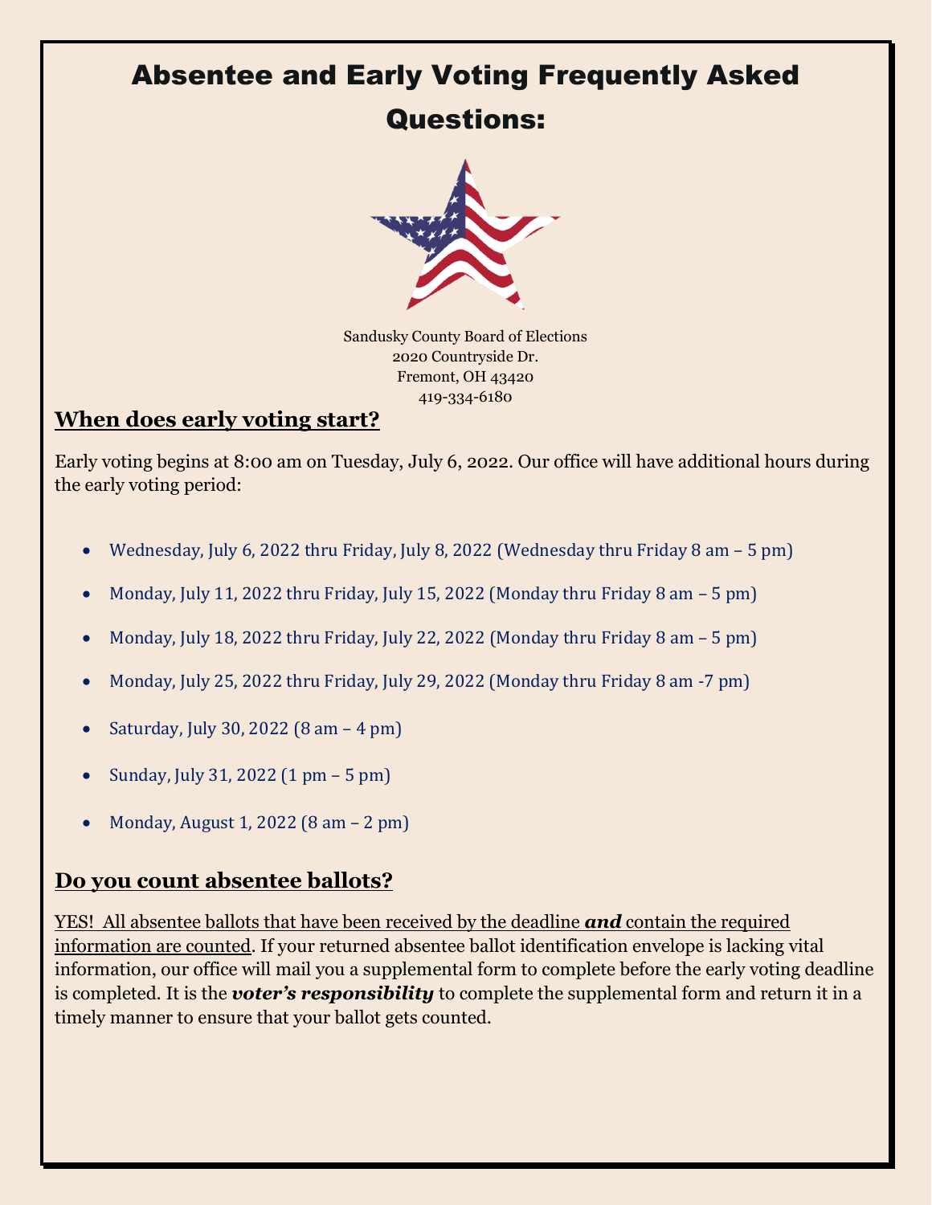# Absentee and Early Voting Frequently Asked Questions:

Sandusky County Board of Elections
2020 Countryside Dr.
Fremont, OH 43420
419-334-6180

## When does early voting start?

Early voting begins at 8:00 am on Tuesday, July 6, 2022. Our office will have additional hours during the early voting period:

- Wednesday, July 6, 2022 thru Friday, July 8, 2022 (Wednesday thru Friday 8 am – 5 pm)
- Monday, July 11, 2022 thru Friday, July 15, 2022 (Monday thru Friday 8 am – 5 pm)
- Monday, July 18, 2022 thru Friday, July 22, 2022 (Monday thru Friday 8 am – 5 pm)
- Monday, July 25, 2022 thru Friday, July 29, 2022 (Monday thru Friday 8 am -7 pm)
- Saturday, July 30, 2022 (8 am – 4 pm)
- Sunday, July 31, 2022 (1 pm – 5 pm)
- Monday, August 1, 2022 (8 am – 2 pm)

## Do you count absentee ballots?

YES! All absentee ballots that have been received by the deadline ***and*** contain the required information are counted. If your returned absentee ballot identification envelope is lacking vital information, our office will mail you a supplemental form to complete before the early voting deadline is completed. It is the ***voter's responsibility*** to complete the supplemental form and return it in a timely manner to ensure that your ballot gets counted.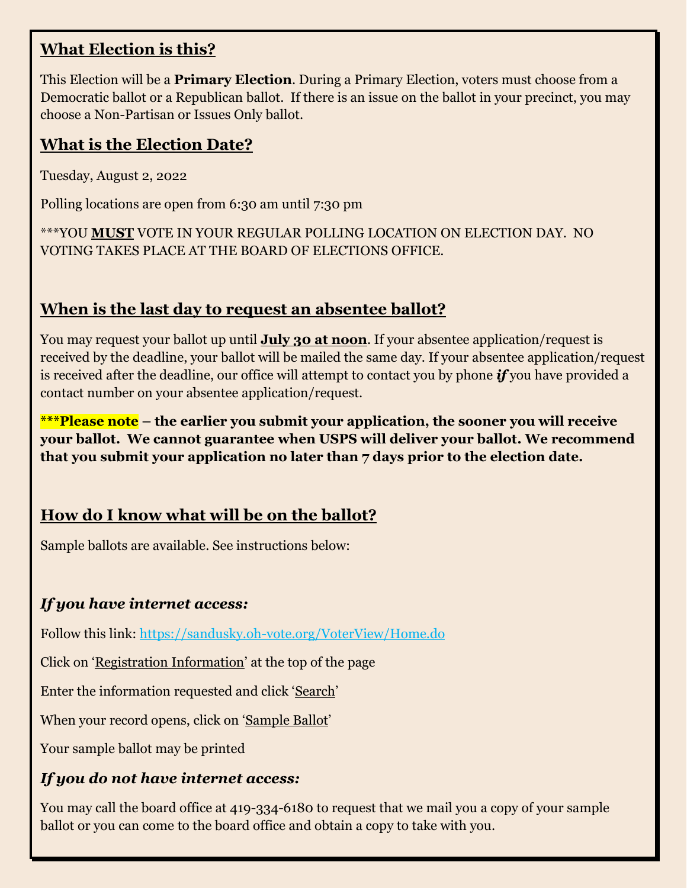## What Election is this?

This Election will be a **Primary Election**. During a Primary Election, voters must choose from a Democratic ballot or a Republican ballot. If there is an issue on the ballot in your precinct, you may choose a Non-Partisan or Issues Only ballot.

## What is the Election Date?

Tuesday, August 2, 2022

Polling locations are open from 6:30 am until 7:30 pm

***YOU **MUST** VOTE IN YOUR REGULAR POLLING LOCATION ON ELECTION DAY. NO VOTING TAKES PLACE AT THE BOARD OF ELECTIONS OFFICE.

## When is the last day to request an absentee ballot?

You may request your ballot up until **July 30 at noon**. If your absentee application/request is received by the deadline, your ballot will be mailed the same day. If your absentee application/request is received after the deadline, our office will attempt to contact you by phone ***if*** you have provided a contact number on your absentee application/request.

**\*\*\*Please note – the earlier you submit your application, the sooner you will receive your ballot. We cannot guarantee when USPS will deliver your ballot. We recommend that you submit your application no later than 7 days prior to the election date.**

## How do I know what will be on the ballot?

Sample ballots are available. See instructions below:

### *If you have internet access:*

Follow this link: https://sandusky.oh-vote.org/VoterView/Home.do

Click on 'Registration Information' at the top of the page

Enter the information requested and click 'Search'

When your record opens, click on 'Sample Ballot'

Your sample ballot may be printed

### *If you do not have internet access:*

You may call the board office at 419-334-6180 to request that we mail you a copy of your sample ballot or you can come to the board office and obtain a copy to take with you.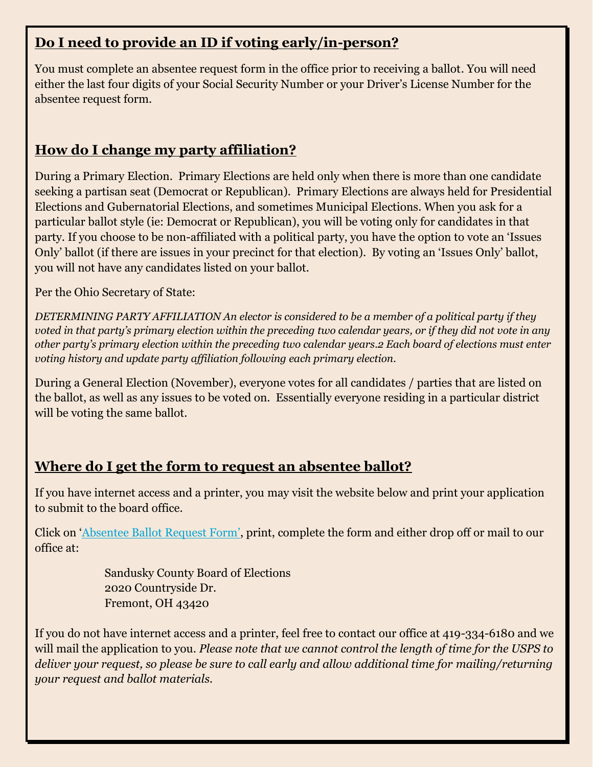## **Do I need to provide an ID if voting early/in-person?**

You must complete an absentee request form in the office prior to receiving a ballot. You will need either the last four digits of your Social Security Number or your Driver's License Number for the absentee request form.

## **How do I change my party affiliation?**

During a Primary Election. Primary Elections are held only when there is more than one candidate seeking a partisan seat (Democrat or Republican). Primary Elections are always held for Presidential Elections and Gubernatorial Elections, and sometimes Municipal Elections. When you ask for a particular ballot style (ie: Democrat or Republican), you will be voting only for candidates in that party. If you choose to be non-affiliated with a political party, you have the option to vote an 'Issues Only' ballot (if there are issues in your precinct for that election). By voting an 'Issues Only' ballot, you will not have any candidates listed on your ballot.

Per the Ohio Secretary of State:

*DETERMINING PARTY AFFILIATION An elector is considered to be a member of a political party if they voted in that party's primary election within the preceding two calendar years, or if they did not vote in any other party's primary election within the preceding two calendar years.2 Each board of elections must enter voting history and update party affiliation following each primary election.*

During a General Election (November), everyone votes for all candidates / parties that are listed on the ballot, as well as any issues to be voted on. Essentially everyone residing in a particular district will be voting the same ballot.

## **Where do I get the form to request an absentee ballot?**

If you have internet access and a printer, you may visit the website below and print your application to submit to the board office.

Click on 'Absentee Ballot Request Form', print, complete the form and either drop off or mail to our office at:

Sandusky County Board of Elections
2020 Countryside Dr.
Fremont, OH 43420

If you do not have internet access and a printer, feel free to contact our office at 419-334-6180 and we will mail the application to you. *Please note that we cannot control the length of time for the USPS to deliver your request, so please be sure to call early and allow additional time for mailing/returning your request and ballot materials.*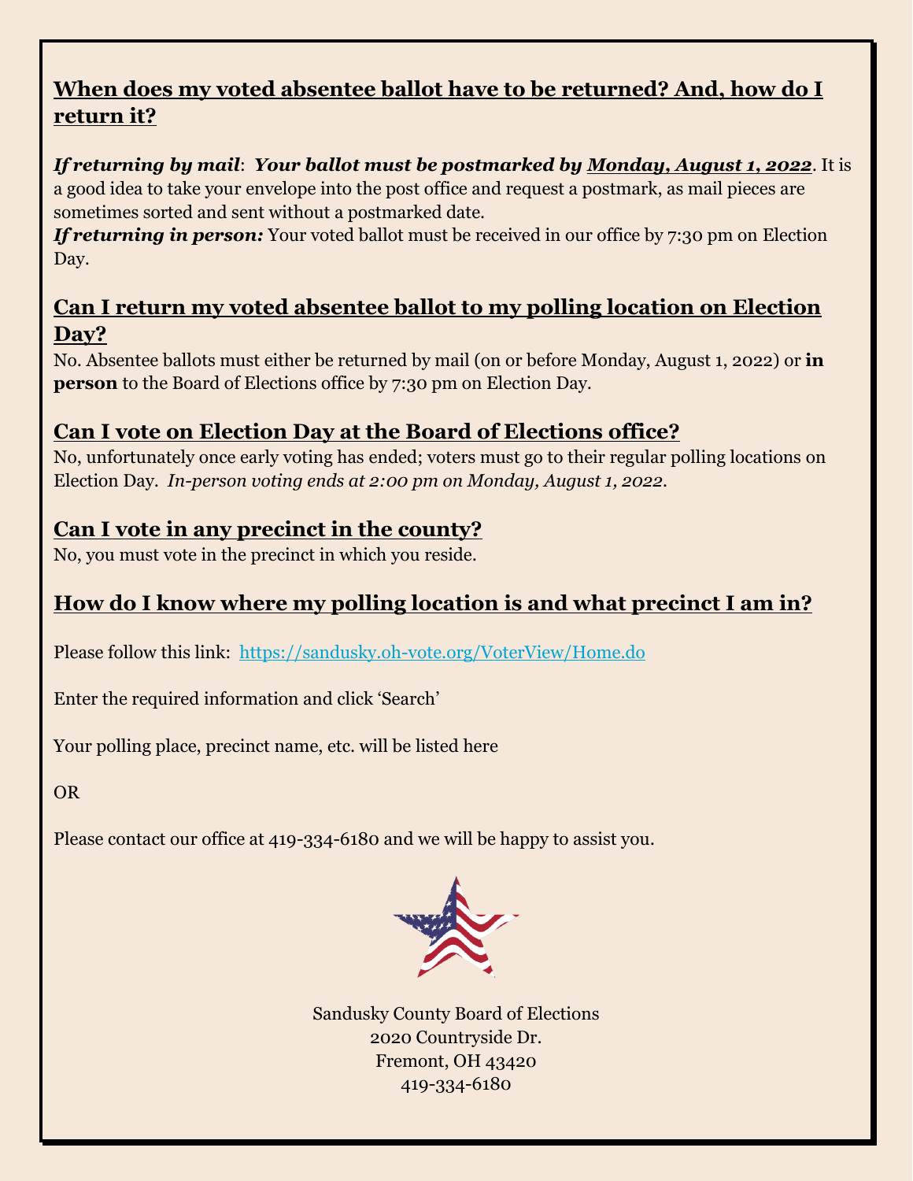## When does my voted absentee ballot have to be returned? And, how do I return it?

***If returning by mail***: ***Your ballot must be postmarked by Monday, August 1, 2022***. It is a good idea to take your envelope into the post office and request a postmark, as mail pieces are sometimes sorted and sent without a postmarked date.
***If returning in person:*** Your voted ballot must be received in our office by 7:30 pm on Election Day.

## Can I return my voted absentee ballot to my polling location on Election Day?

No. Absentee ballots must either be returned by mail (on or before Monday, August 1, 2022) or **in person** to the Board of Elections office by 7:30 pm on Election Day.

## Can I vote on Election Day at the Board of Elections office?

No, unfortunately once early voting has ended; voters must go to their regular polling locations on Election Day. *In-person voting ends at 2:00 pm on Monday, August 1, 2022.*

## Can I vote in any precinct in the county?

No, you must vote in the precinct in which you reside.

## How do I know where my polling location is and what precinct I am in?

Please follow this link: https://sandusky.oh-vote.org/VoterView/Home.do

Enter the required information and click 'Search'

Your polling place, precinct name, etc. will be listed here

OR

Please contact our office at 419-334-6180 and we will be happy to assist you.

Sandusky County Board of Elections
2020 Countryside Dr.
Fremont, OH 43420
419-334-6180